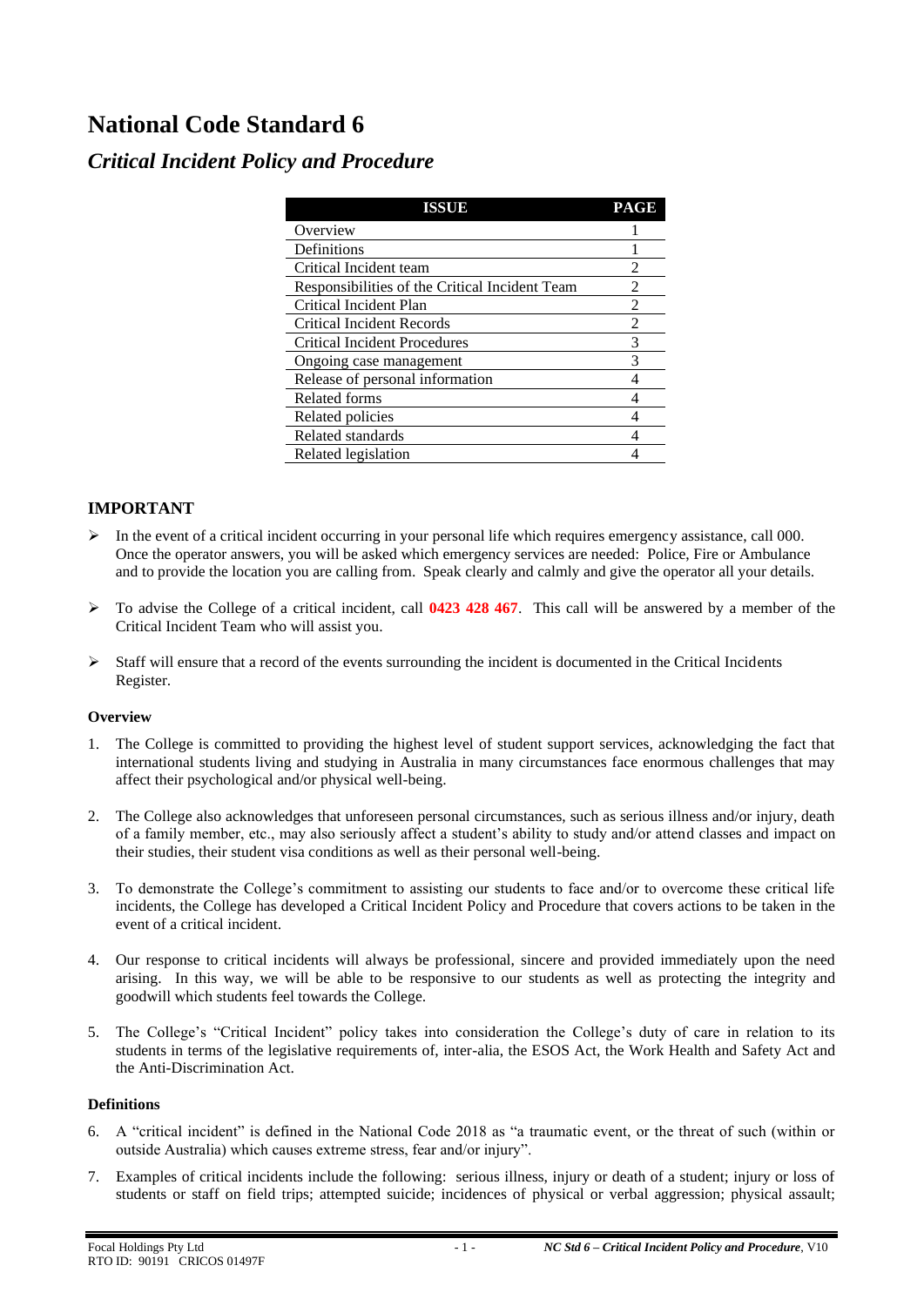# National Code Standard 6

## *Critical Incident Policy and Procedure*

| ISSUE | PAGE |
|---|---|
| Overview | 1 |
| Definitions | 1 |
| Critical Incident team | 2 |
| Responsibilities of the Critical Incident Team | 2 |
| Critical Incident Plan | 2 |
| Critical Incident Records | 2 |
| Critical Incident Procedures | 3 |
| Ongoing case management | 3 |
| Release of personal information | 4 |
| Related forms | 4 |
| Related policies | 4 |
| Related standards | 4 |
| Related legislation | 4 |

### IMPORTANT

- In the event of a critical incident occurring in your personal life which requires emergency assistance, call 000. Once the operator answers, you will be asked which emergency services are needed: Police, Fire or Ambulance and to provide the location you are calling from. Speak clearly and calmly and give the operator all your details.
- To advise the College of a critical incident, call **0423 428 467**. This call will be answered by a member of the Critical Incident Team who will assist you.
- Staff will ensure that a record of the events surrounding the incident is documented in the Critical Incidents Register.

**Overview**

1. The College is committed to providing the highest level of student support services, acknowledging the fact that international students living and studying in Australia in many circumstances face enormous challenges that may affect their psychological and/or physical well-being.
2. The College also acknowledges that unforeseen personal circumstances, such as serious illness and/or injury, death of a family member, etc., may also seriously affect a student's ability to study and/or attend classes and impact on their studies, their student visa conditions as well as their personal well-being.
3. To demonstrate the College's commitment to assisting our students to face and/or to overcome these critical life incidents, the College has developed a Critical Incident Policy and Procedure that covers actions to be taken in the event of a critical incident.
4. Our response to critical incidents will always be professional, sincere and provided immediately upon the need arising. In this way, we will be able to be responsive to our students as well as protecting the integrity and goodwill which students feel towards the College.
5. The College's "Critical Incident" policy takes into consideration the College's duty of care in relation to its students in terms of the legislative requirements of, inter-alia, the ESOS Act, the Work Health and Safety Act and the Anti-Discrimination Act.

**Definitions**

6. A "critical incident" is defined in the National Code 2018 as "a traumatic event, or the threat of such (within or outside Australia) which causes extreme stress, fear and/or injury".
7. Examples of critical incidents include the following: serious illness, injury or death of a student; injury or loss of students or staff on field trips; attempted suicide; incidences of physical or verbal aggression; physical assault;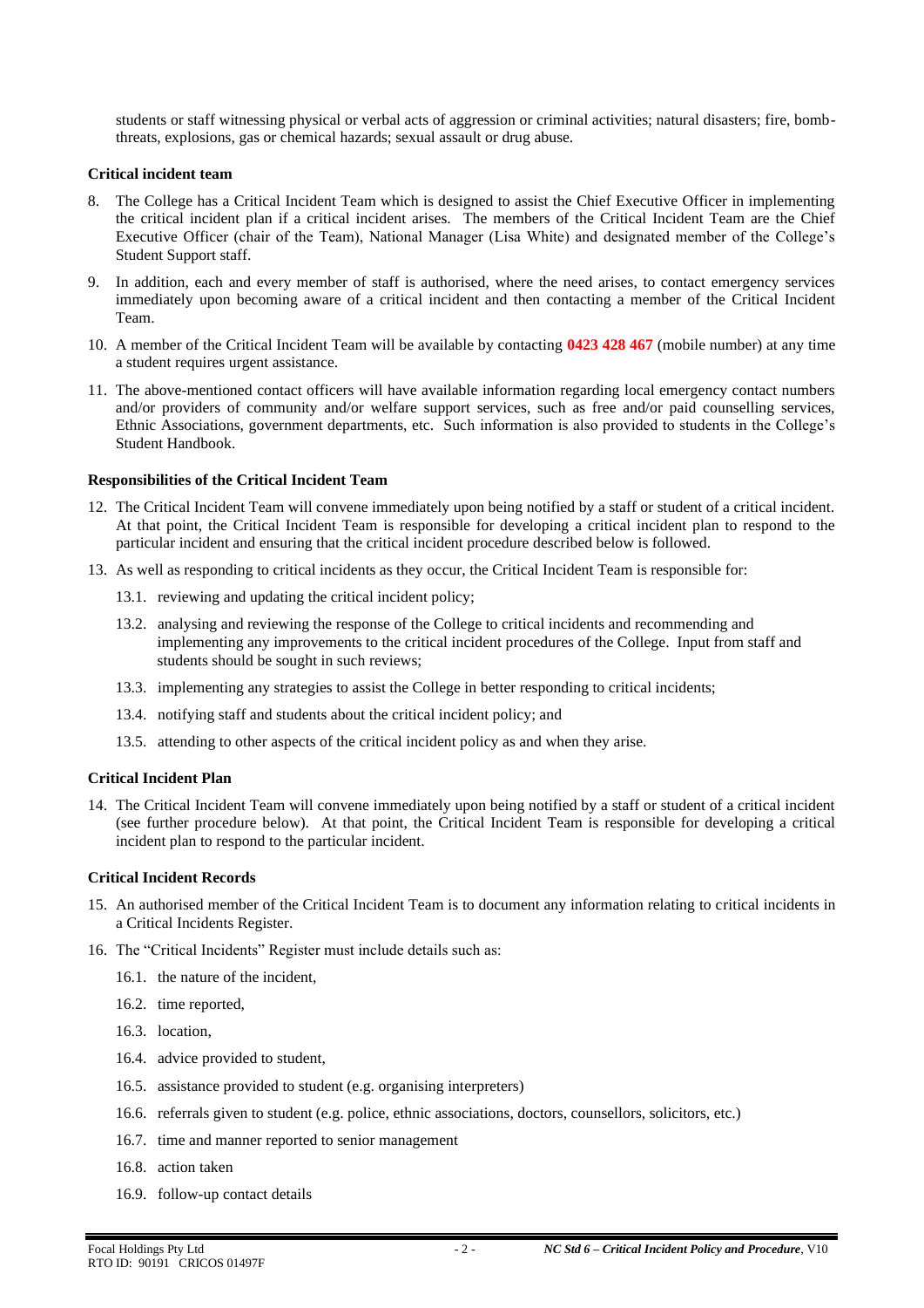students or staff witnessing physical or verbal acts of aggression or criminal activities; natural disasters; fire, bomb-threats, explosions, gas or chemical hazards; sexual assault or drug abuse.

**Critical incident team**

8. The College has a Critical Incident Team which is designed to assist the Chief Executive Officer in implementing the critical incident plan if a critical incident arises. The members of the Critical Incident Team are the Chief Executive Officer (chair of the Team), National Manager (Lisa White) and designated member of the College's Student Support staff.

9. In addition, each and every member of staff is authorised, where the need arises, to contact emergency services immediately upon becoming aware of a critical incident and then contacting a member of the Critical Incident Team.

10. A member of the Critical Incident Team will be available by contacting **0423 428 467** (mobile number) at any time a student requires urgent assistance.

11. The above-mentioned contact officers will have available information regarding local emergency contact numbers and/or providers of community and/or welfare support services, such as free and/or paid counselling services, Ethnic Associations, government departments, etc. Such information is also provided to students in the College's Student Handbook.

**Responsibilities of the Critical Incident Team**

12. The Critical Incident Team will convene immediately upon being notified by a staff or student of a critical incident. At that point, the Critical Incident Team is responsible for developing a critical incident plan to respond to the particular incident and ensuring that the critical incident procedure described below is followed.

13. As well as responding to critical incidents as they occur, the Critical Incident Team is responsible for:

    13.1. reviewing and updating the critical incident policy;

    13.2. analysing and reviewing the response of the College to critical incidents and recommending and implementing any improvements to the critical incident procedures of the College. Input from staff and students should be sought in such reviews;

    13.3. implementing any strategies to assist the College in better responding to critical incidents;

    13.4. notifying staff and students about the critical incident policy; and

    13.5. attending to other aspects of the critical incident policy as and when they arise.

**Critical Incident Plan**

14. The Critical Incident Team will convene immediately upon being notified by a staff or student of a critical incident (see further procedure below). At that point, the Critical Incident Team is responsible for developing a critical incident plan to respond to the particular incident.

**Critical Incident Records**

15. An authorised member of the Critical Incident Team is to document any information relating to critical incidents in a Critical Incidents Register.

16. The "Critical Incidents" Register must include details such as:

    16.1. the nature of the incident,

    16.2. time reported,

    16.3. location,

    16.4. advice provided to student,

    16.5. assistance provided to student (e.g. organising interpreters)

    16.6. referrals given to student (e.g. police, ethnic associations, doctors, counsellors, solicitors, etc.)

    16.7. time and manner reported to senior management

    16.8. action taken

    16.9. follow-up contact details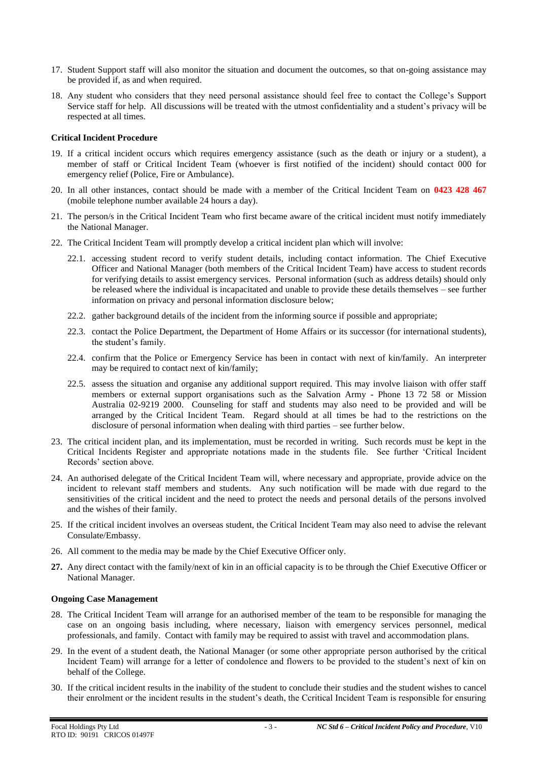17. Student Support staff will also monitor the situation and document the outcomes, so that on-going assistance may be provided if, as and when required.

18. Any student who considers that they need personal assistance should feel free to contact the College's Support Service staff for help. All discussions will be treated with the utmost confidentiality and a student's privacy will be respected at all times.

**Critical Incident Procedure**

19. If a critical incident occurs which requires emergency assistance (such as the death or injury or a student), a member of staff or Critical Incident Team (whoever is first notified of the incident) should contact 000 for emergency relief (Police, Fire or Ambulance).

20. In all other instances, contact should be made with a member of the Critical Incident Team on **0423 428 467** (mobile telephone number available 24 hours a day).

21. The person/s in the Critical Incident Team who first became aware of the critical incident must notify immediately the National Manager.

22. The Critical Incident Team will promptly develop a critical incident plan which will involve:

    22.1. accessing student record to verify student details, including contact information. The Chief Executive Officer and National Manager (both members of the Critical Incident Team) have access to student records for verifying details to assist emergency services. Personal information (such as address details) should only be released where the individual is incapacitated and unable to provide these details themselves – see further information on privacy and personal information disclosure below;

    22.2. gather background details of the incident from the informing source if possible and appropriate;

    22.3. contact the Police Department, the Department of Home Affairs or its successor (for international students), the student's family.

    22.4. confirm that the Police or Emergency Service has been in contact with next of kin/family. An interpreter may be required to contact next of kin/family;

    22.5. assess the situation and organise any additional support required. This may involve liaison with offer staff members or external support organisations such as the Salvation Army - Phone 13 72 58 or Mission Australia 02-9219 2000. Counseling for staff and students may also need to be provided and will be arranged by the Critical Incident Team. Regard should at all times be had to the restrictions on the disclosure of personal information when dealing with third parties – see further below.

23. The critical incident plan, and its implementation, must be recorded in writing. Such records must be kept in the Critical Incidents Register and appropriate notations made in the students file. See further 'Critical Incident Records' section above.

24. An authorised delegate of the Critical Incident Team will, where necessary and appropriate, provide advice on the incident to relevant staff members and students. Any such notification will be made with due regard to the sensitivities of the critical incident and the need to protect the needs and personal details of the persons involved and the wishes of their family.

25. If the critical incident involves an overseas student, the Critical Incident Team may also need to advise the relevant Consulate/Embassy.

26. All comment to the media may be made by the Chief Executive Officer only.

27. Any direct contact with the family/next of kin in an official capacity is to be through the Chief Executive Officer or National Manager.

**Ongoing Case Management**

28. The Critical Incident Team will arrange for an authorised member of the team to be responsible for managing the case on an ongoing basis including, where necessary, liaison with emergency services personnel, medical professionals, and family. Contact with family may be required to assist with travel and accommodation plans.

29. In the event of a student death, the National Manager (or some other appropriate person authorised by the critical Incident Team) will arrange for a letter of condolence and flowers to be provided to the student's next of kin on behalf of the College.

30. If the critical incident results in the inability of the student to conclude their studies and the student wishes to cancel their enrolment or the incident results in the student's death, the Ccritical Incident Team is responsible for ensuring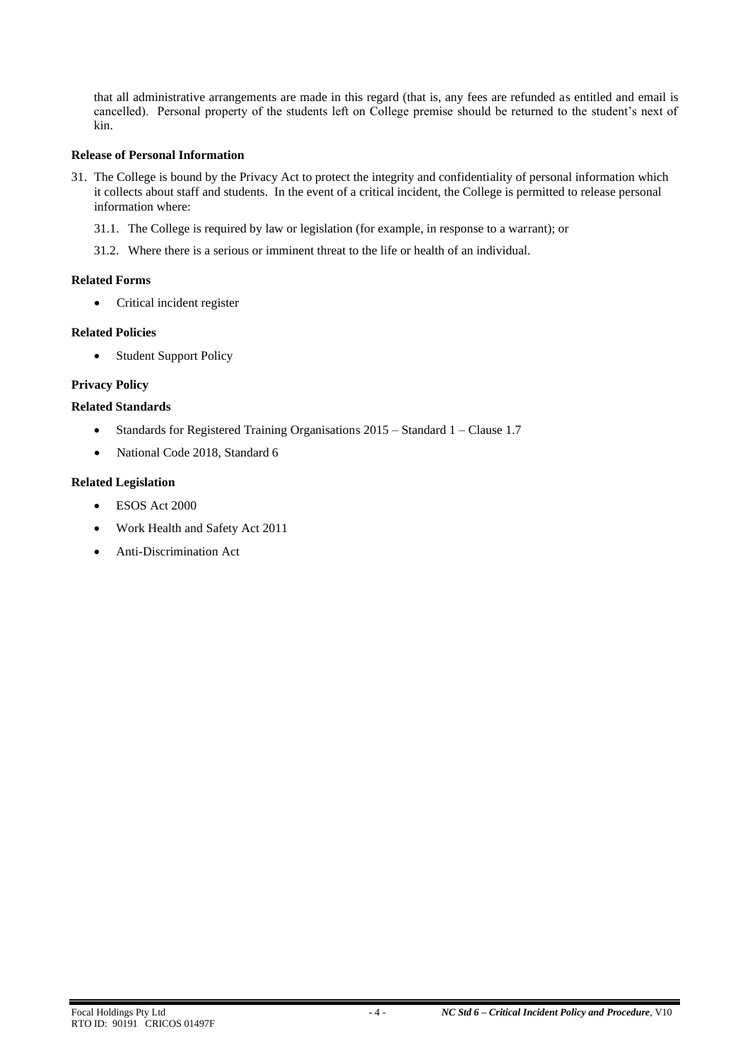that all administrative arrangements are made in this regard (that is, any fees are refunded as entitled and email is cancelled). Personal property of the students left on College premise should be returned to the student's next of kin.

**Release of Personal Information**

31. The College is bound by the Privacy Act to protect the integrity and confidentiality of personal information which it collects about staff and students. In the event of a critical incident, the College is permitted to release personal information where:

    31.1. The College is required by law or legislation (for example, in response to a warrant); or

    31.2. Where there is a serious or imminent threat to the life or health of an individual.

**Related Forms**

- Critical incident register

**Related Policies**

- Student Support Policy

**Privacy Policy**

**Related Standards**

- Standards for Registered Training Organisations 2015 – Standard 1 – Clause 1.7
- National Code 2018, Standard 6

**Related Legislation**

- ESOS Act 2000
- Work Health and Safety Act 2011
- Anti-Discrimination Act